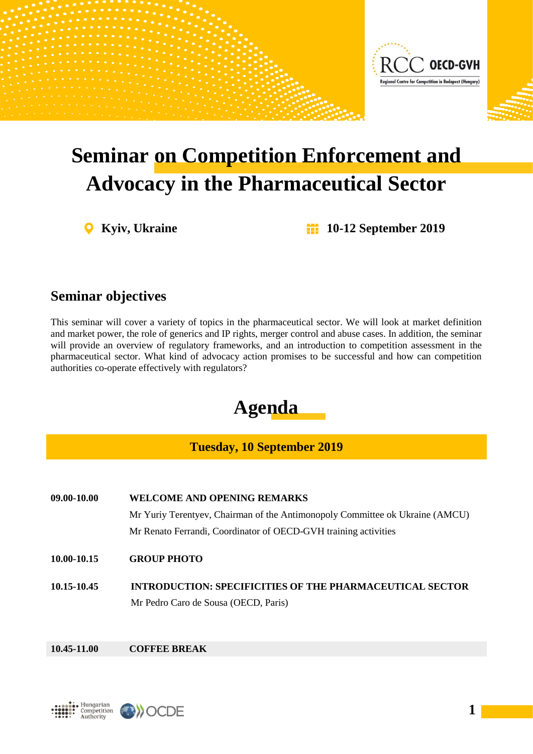# Seminar on Competition Enforcement and Advocacy in the Pharmaceutical Sector

**Kyiv, Ukraine** **10-12 September 2019**

## Seminar objectives

This seminar will cover a variety of topics in the pharmaceutical sector. We will look at market definition and market power, the role of generics and IP rights, merger control and abuse cases. In addition, the seminar will provide an overview of regulatory frameworks, and an introduction to competition assessment in the pharmaceutical sector. What kind of advocacy action promises to be successful and how can competition authorities co-operate effectively with regulators?

# Agenda

### Tuesday, 10 September 2019

**09.00-10.00** **WELCOME AND OPENING REMARKS**

Mr Yuriy Terentyev, Chairman of the Antimonopoly Committee ok Ukraine (AMCU)

Mr Renato Ferrandi, Coordinator of OECD-GVH training activities

**10.00-10.15** **GROUP PHOTO**

**10.15-10.45** **INTRODUCTION: SPECIFICITIES OF THE PHARMACEUTICAL SECTOR**

Mr Pedro Caro de Sousa (OECD, Paris)

**10.45-11.00** **COFFEE BREAK**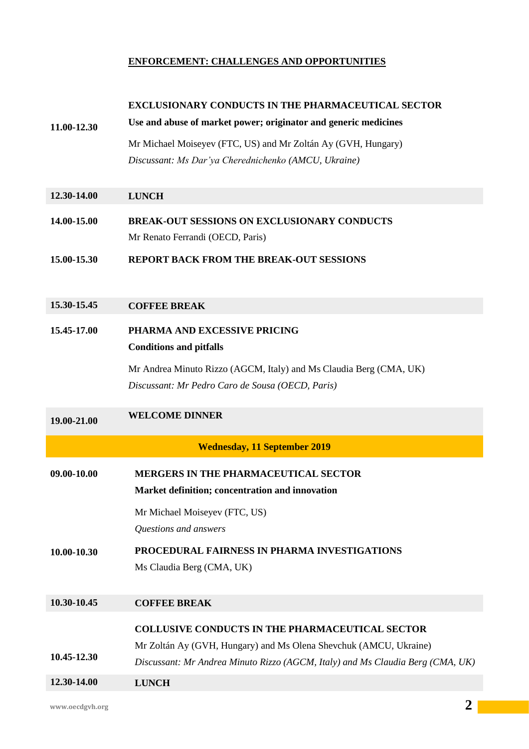## ENFORCEMENT: CHALLENGES AND OPPORTUNITIES

| | |
|---|---|
| **11.00-12.30** | **EXCLUSIONARY CONDUCTS IN THE PHARMACEUTICAL SECTOR**<br>**Use and abuse of market power; originator and generic medicines**<br>Mr Michael Moiseyev (FTC, US) and Mr Zoltán Ay (GVH, Hungary)<br>*Discussant: Ms Dar'ya Cherednichenko (AMCU, Ukraine)* |
| **12.30-14.00** | **LUNCH** |
| **14.00-15.00** | **BREAK-OUT SESSIONS ON EXCLUSIONARY CONDUCTS**<br>Mr Renato Ferrandi (OECD, Paris) |
| **15.00-15.30** | **REPORT BACK FROM THE BREAK-OUT SESSIONS** |
| **15.30-15.45** | **COFFEE BREAK** |
| **15.45-17.00** | **PHARMA AND EXCESSIVE PRICING**<br>**Conditions and pitfalls**<br>Mr Andrea Minuto Rizzo (AGCM, Italy) and Ms Claudia Berg (CMA, UK)<br>*Discussant: Mr Pedro Caro de Sousa (OECD, Paris)* |
| **19.00-21.00** | **WELCOME DINNER** |

**Wednesday, 11 September 2019**

| | |
|---|---|
| **09.00-10.00** | **MERGERS IN THE PHARMACEUTICAL SECTOR**<br>**Market definition; concentration and innovation**<br>Mr Michael Moiseyev (FTC, US)<br>*Questions and answers* |
| **10.00-10.30** | **PROCEDURAL FAIRNESS IN PHARMA INVESTIGATIONS**<br>Ms Claudia Berg (CMA, UK) |
| **10.30-10.45** | **COFFEE BREAK** |
| **10.45-12.30** | **COLLUSIVE CONDUCTS IN THE PHARMACEUTICAL SECTOR**<br>Mr Zoltán Ay (GVH, Hungary) and Ms Olena Shevchuk (AMCU, Ukraine)<br>*Discussant: Mr Andrea Minuto Rizzo (AGCM, Italy) and Ms Claudia Berg (CMA, UK)* |
| **12.30-14.00** | **LUNCH** |

www.oecdgvh.org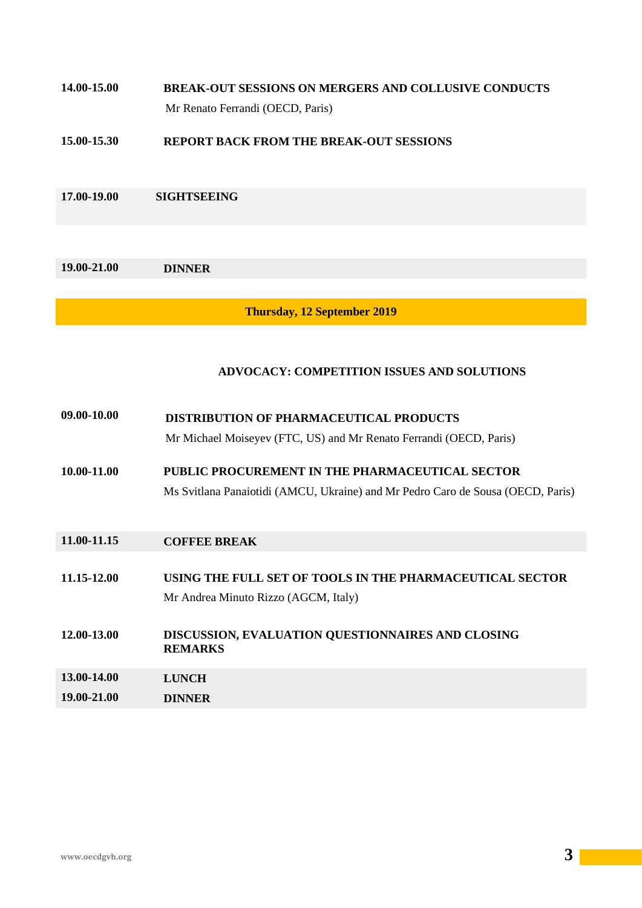**14.00-15.00** **BREAK-OUT SESSIONS ON MERGERS AND COLLUSIVE CONDUCTS**
Mr Renato Ferrandi (OECD, Paris)

**15.00-15.30** **REPORT BACK FROM THE BREAK-OUT SESSIONS**

**17.00-19.00** **SIGHTSEEING**

**19.00-21.00** **DINNER**

## Thursday, 12 September 2019

### ADVOCACY: COMPETITION ISSUES AND SOLUTIONS

**09.00-10.00** **DISTRIBUTION OF PHARMACEUTICAL PRODUCTS**
Mr Michael Moiseyev (FTC, US) and Mr Renato Ferrandi (OECD, Paris)

**10.00-11.00** **PUBLIC PROCUREMENT IN THE PHARMACEUTICAL SECTOR**
Ms Svitlana Panaiotidi (AMCU, Ukraine) and Mr Pedro Caro de Sousa (OECD, Paris)

**11.00-11.15** **COFFEE BREAK**

**11.15-12.00** **USING THE FULL SET OF TOOLS IN THE PHARMACEUTICAL SECTOR**
Mr Andrea Minuto Rizzo (AGCM, Italy)

**12.00-13.00** **DISCUSSION, EVALUATION QUESTIONNAIRES AND CLOSING REMARKS**

**13.00-14.00** **LUNCH**

**19.00-21.00** **DINNER**